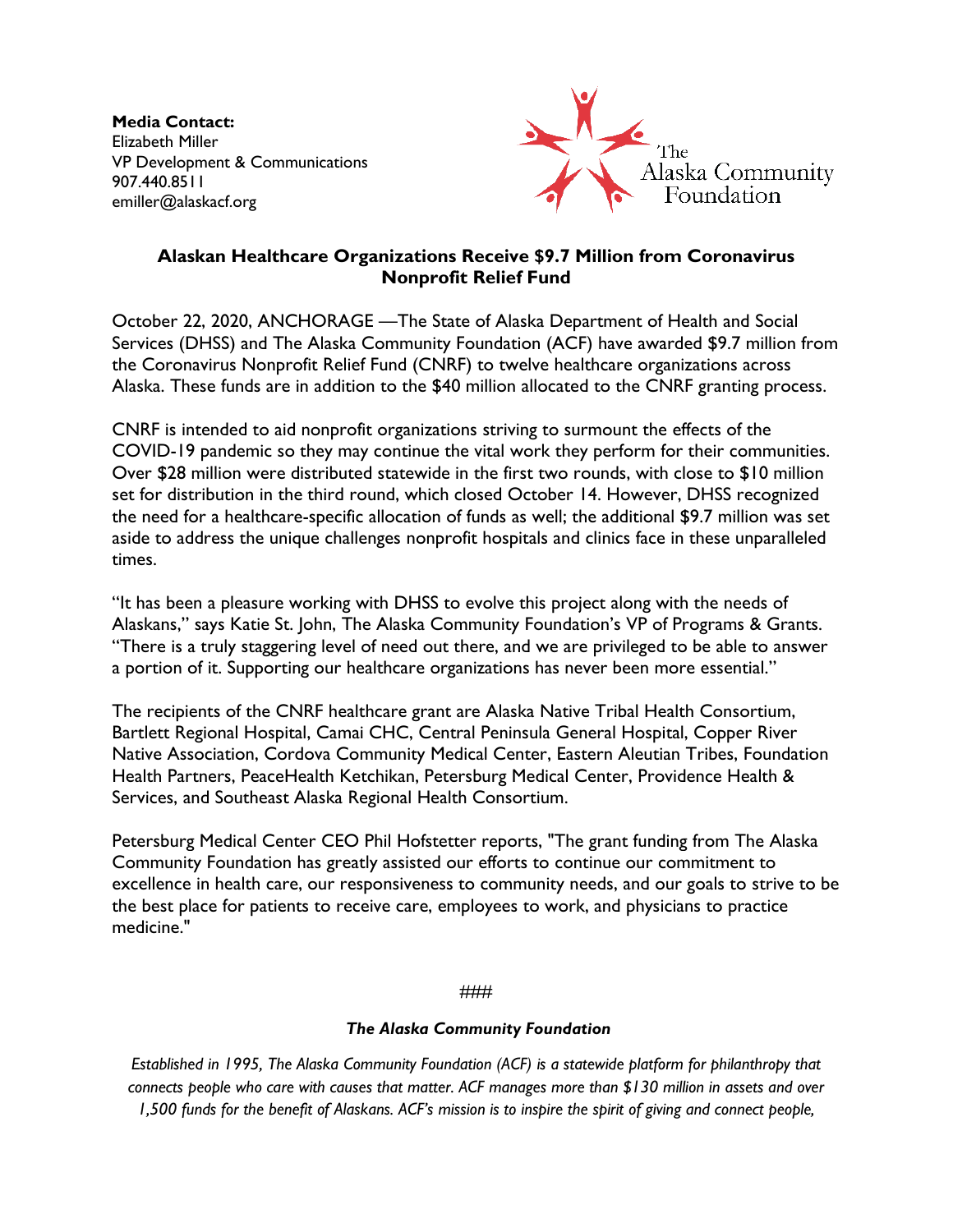**Media Contact:**
Elizabeth Miller
VP Development & Communications
907.440.8511
emiller@alaskacf.org

The Alaska Community Foundation

## Alaskan Healthcare Organizations Receive $9.7 Million from Coronavirus Nonprofit Relief Fund

October 22, 2020, ANCHORAGE —The State of Alaska Department of Health and Social Services (DHSS) and The Alaska Community Foundation (ACF) have awarded $9.7 million from the Coronavirus Nonprofit Relief Fund (CNRF) to twelve healthcare organizations across Alaska. These funds are in addition to the $40 million allocated to the CNRF granting process.

CNRF is intended to aid nonprofit organizations striving to surmount the effects of the COVID-19 pandemic so they may continue the vital work they perform for their communities. Over $28 million were distributed statewide in the first two rounds, with close to $10 million set for distribution in the third round, which closed October 14. However, DHSS recognized the need for a healthcare-specific allocation of funds as well; the additional $9.7 million was set aside to address the unique challenges nonprofit hospitals and clinics face in these unparalleled times.

"It has been a pleasure working with DHSS to evolve this project along with the needs of Alaskans," says Katie St. John, The Alaska Community Foundation's VP of Programs & Grants. "There is a truly staggering level of need out there, and we are privileged to be able to answer a portion of it. Supporting our healthcare organizations has never been more essential."

The recipients of the CNRF healthcare grant are Alaska Native Tribal Health Consortium, Bartlett Regional Hospital, Camai CHC, Central Peninsula General Hospital, Copper River Native Association, Cordova Community Medical Center, Eastern Aleutian Tribes, Foundation Health Partners, PeaceHealth Ketchikan, Petersburg Medical Center, Providence Health & Services, and Southeast Alaska Regional Health Consortium.

Petersburg Medical Center CEO Phil Hofstetter reports, "The grant funding from The Alaska Community Foundation has greatly assisted our efforts to continue our commitment to excellence in health care, our responsiveness to community needs, and our goals to strive to be the best place for patients to receive care, employees to work, and physicians to practice medicine."

###

***The Alaska Community Foundation***

*Established in 1995, The Alaska Community Foundation (ACF) is a statewide platform for philanthropy that connects people who care with causes that matter. ACF manages more than $130 million in assets and over 1,500 funds for the benefit of Alaskans. ACF's mission is to inspire the spirit of giving and connect people,*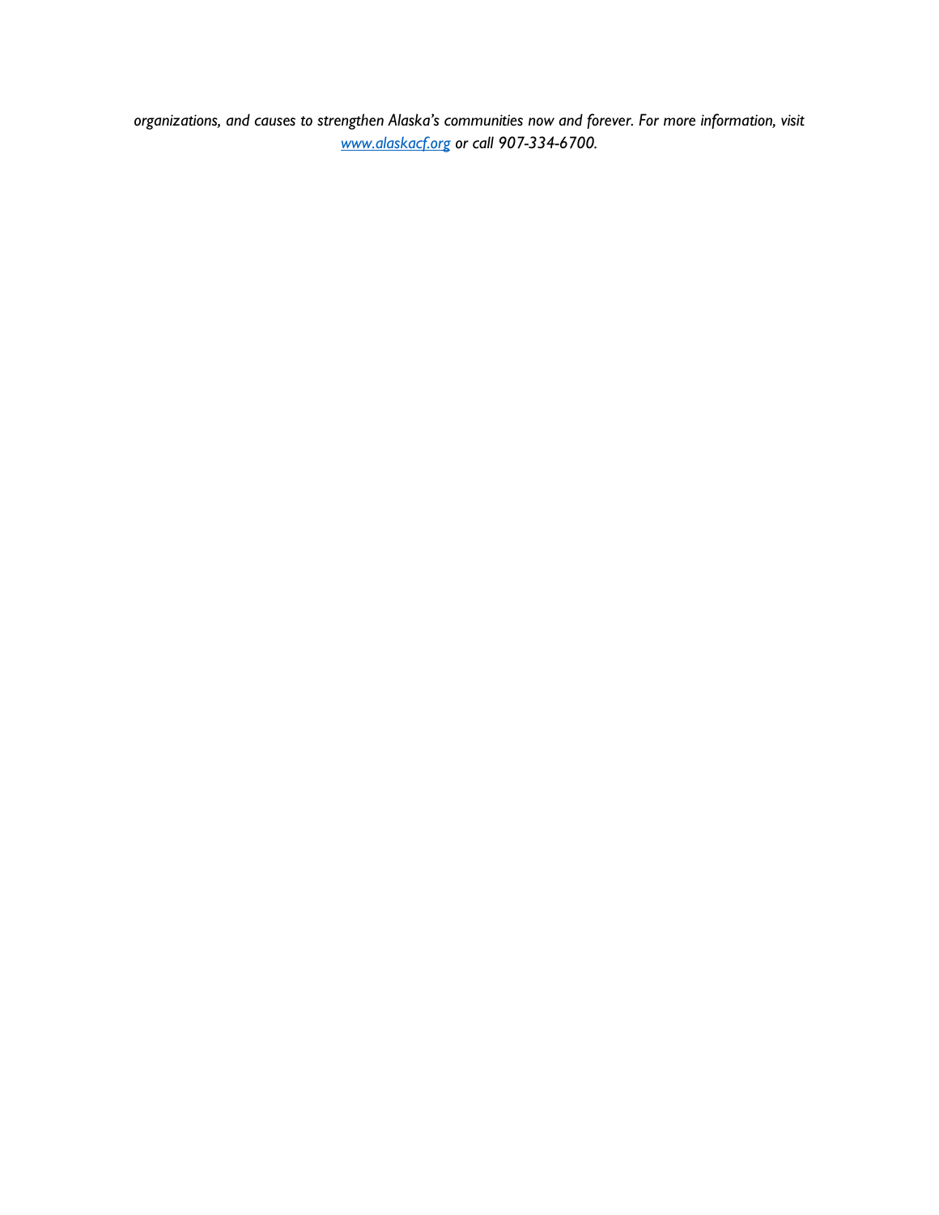*organizations, and causes to strengthen Alaska's communities now and forever. For more information, visit [www.alaskacf.org](http://www.alaskacf.org) or call 907-334-6700.*